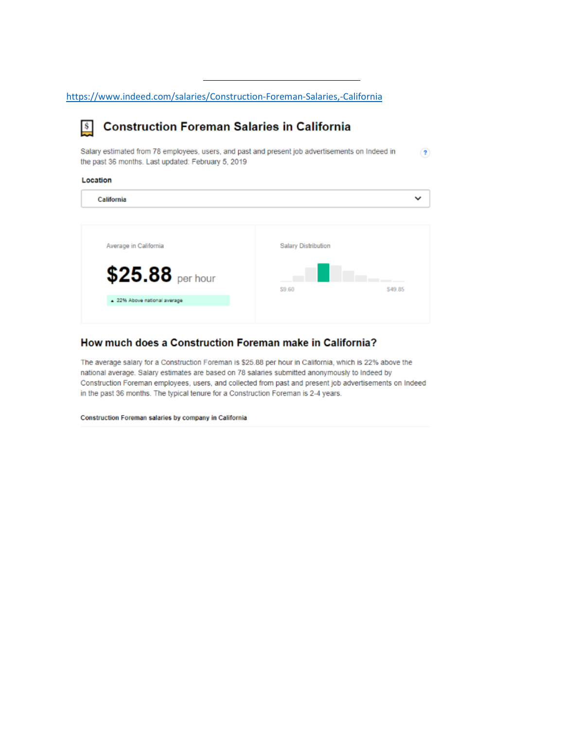https://www.indeed.com/salaries/Construction-Foreman-Salaries,-California

# Construction Foreman Salaries in California

Salary estimated from 78 employees, users, and past and present job advertisements on Indeed in the past 36 months. Last updated: February 5, 2019

**Location**

California

Average in California

**$25.88** per hour

▲ 22% Above national average

Salary Distribution

$9.60 $49.85

## How much does a Construction Foreman make in California?

The average salary for a Construction Foreman is $25.88 per hour in California, which is 22% above the national average. Salary estimates are based on 78 salaries submitted anonymously to Indeed by Construction Foreman employees, users, and collected from past and present job advertisements on Indeed in the past 36 months. The typical tenure for a Construction Foreman is 2-4 years.

**Construction Foreman salaries by company in California**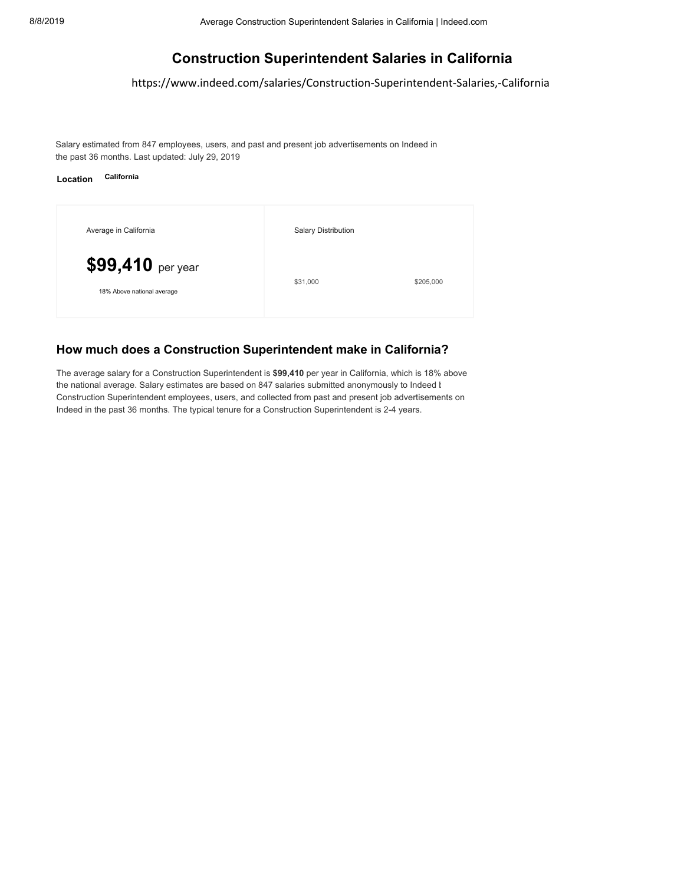# Construction Superintendent Salaries in California

https://www.indeed.com/salaries/Construction-Superintendent-Salaries,-California

Salary estimated from 847 employees, users, and past and present job advertisements on Indeed in the past 36 months. Last updated: July 29, 2019

**Location** **California**

Average in California

**$99,410** per year

18% Above national average

Salary Distribution

$31,000

$205,000

## How much does a Construction Superintendent make in California?

The average salary for a Construction Superintendent is **$99,410** per year in California, which is 18% above the national average. Salary estimates are based on 847 salaries submitted anonymously to Indeed b Construction Superintendent employees, users, and collected from past and present job advertisements on Indeed in the past 36 months. The typical tenure for a Construction Superintendent is 2-4 years.